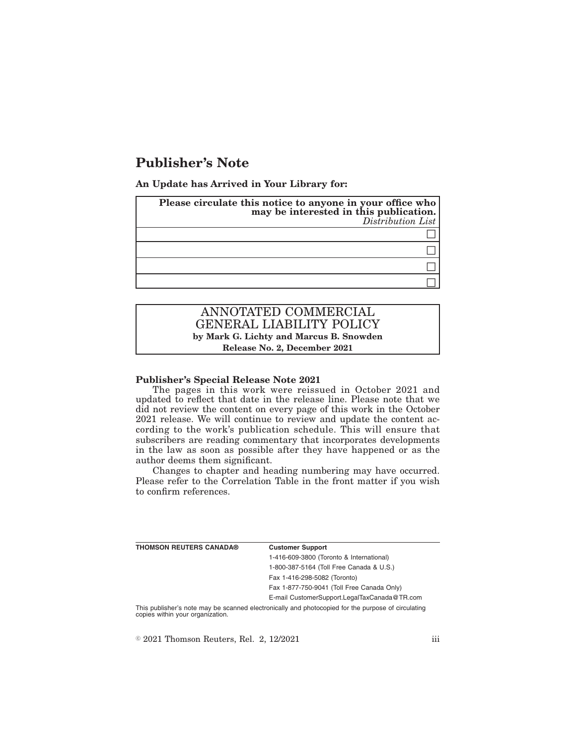# Publisher's Note

**An Update has Arrived in Your Library for:**

| **Please circulate this notice to anyone in your office who may be interested in this publication.** *Distribution List* |
| --- |
| ☐ |
| ☐ |
| ☐ |
| ☐ |

| ANNOTATED COMMERCIAL GENERAL LIABILITY POLICY **by Mark G. Lichty and Marcus B. Snowden** **Release No. 2, December 2021** |
| --- |

**Publisher's Special Release Note 2021**

The pages in this work were reissued in October 2021 and updated to reflect that date in the release line. Please note that we did not review the content on every page of this work in the October 2021 release. We will continue to review and update the content according to the work's publication schedule. This will ensure that subscribers are reading commentary that incorporates developments in the law as soon as possible after they have happened or as the author deems them significant.

Changes to chapter and heading numbering may have occurred. Please refer to the Correlation Table in the front matter if you wish to confirm references.

**THOMSON REUTERS CANADA®**

**Customer Support**

1-416-609-3800 (Toronto & International)

1-800-387-5164 (Toll Free Canada & U.S.)

Fax 1-416-298-5082 (Toronto)

Fax 1-877-750-9041 (Toll Free Canada Only)

E-mail CustomerSupport.LegalTaxCanada@TR.com

This publisher's note may be scanned electronically and photocopied for the purpose of circulating copies within your organization.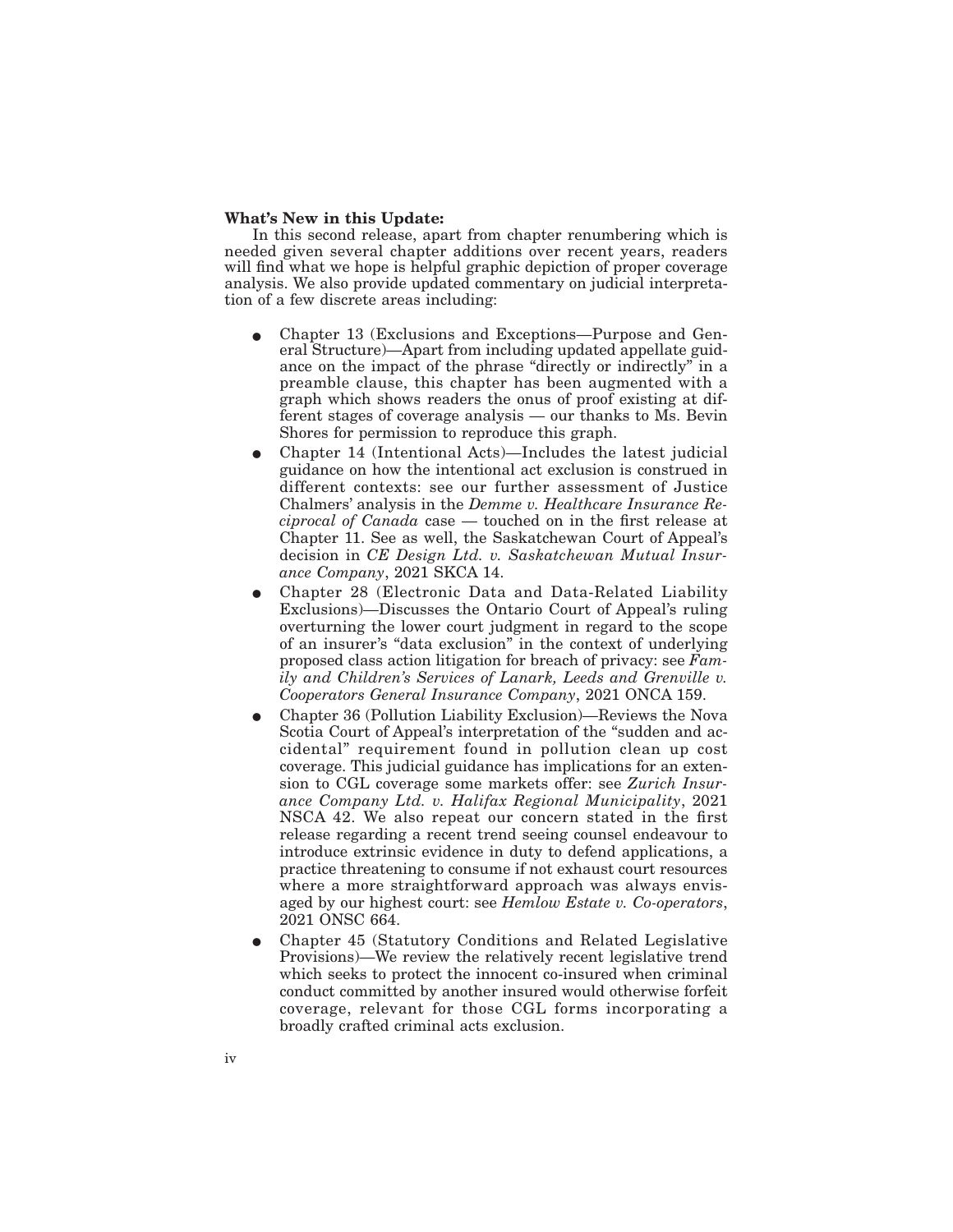**What's New in this Update:**

In this second release, apart from chapter renumbering which is needed given several chapter additions over recent years, readers will find what we hope is helpful graphic depiction of proper coverage analysis. We also provide updated commentary on judicial interpretation of a few discrete areas including:

- Chapter 13 (Exclusions and Exceptions—Purpose and General Structure)—Apart from including updated appellate guidance on the impact of the phrase "directly or indirectly" in a preamble clause, this chapter has been augmented with a graph which shows readers the onus of proof existing at different stages of coverage analysis — our thanks to Ms. Bevin Shores for permission to reproduce this graph.
- Chapter 14 (Intentional Acts)—Includes the latest judicial guidance on how the intentional act exclusion is construed in different contexts: see our further assessment of Justice Chalmers' analysis in the *Demme v. Healthcare Insurance Reciprocal of Canada* case — touched on in the first release at Chapter 11. See as well, the Saskatchewan Court of Appeal's decision in *CE Design Ltd. v. Saskatchewan Mutual Insurance Company*, 2021 SKCA 14.
- Chapter 28 (Electronic Data and Data-Related Liability Exclusions)—Discusses the Ontario Court of Appeal's ruling overturning the lower court judgment in regard to the scope of an insurer's "data exclusion" in the context of underlying proposed class action litigation for breach of privacy: see *Family and Children's Services of Lanark, Leeds and Grenville v. Cooperators General Insurance Company*, 2021 ONCA 159.
- Chapter 36 (Pollution Liability Exclusion)—Reviews the Nova Scotia Court of Appeal's interpretation of the "sudden and accidental" requirement found in pollution clean up cost coverage. This judicial guidance has implications for an extension to CGL coverage some markets offer: see *Zurich Insurance Company Ltd. v. Halifax Regional Municipality*, 2021 NSCA 42. We also repeat our concern stated in the first release regarding a recent trend seeing counsel endeavour to introduce extrinsic evidence in duty to defend applications, a practice threatening to consume if not exhaust court resources where a more straightforward approach was always envisaged by our highest court: see *Hemlow Estate v. Co-operators*, 2021 ONSC 664.
- Chapter 45 (Statutory Conditions and Related Legislative Provisions)—We review the relatively recent legislative trend which seeks to protect the innocent co-insured when criminal conduct committed by another insured would otherwise forfeit coverage, relevant for those CGL forms incorporating a broadly crafted criminal acts exclusion.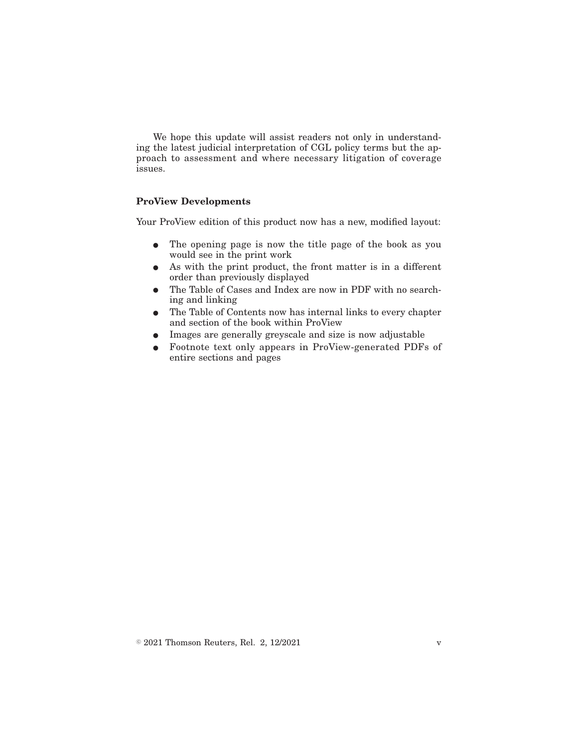We hope this update will assist readers not only in understanding the latest judicial interpretation of CGL policy terms but the approach to assessment and where necessary litigation of coverage issues.

**ProView Developments**

Your ProView edition of this product now has a new, modified layout:

- The opening page is now the title page of the book as you would see in the print work
- As with the print product, the front matter is in a different order than previously displayed
- The Table of Cases and Index are now in PDF with no searching and linking
- The Table of Contents now has internal links to every chapter and section of the book within ProView
- Images are generally greyscale and size is now adjustable
- Footnote text only appears in ProView-generated PDFs of entire sections and pages